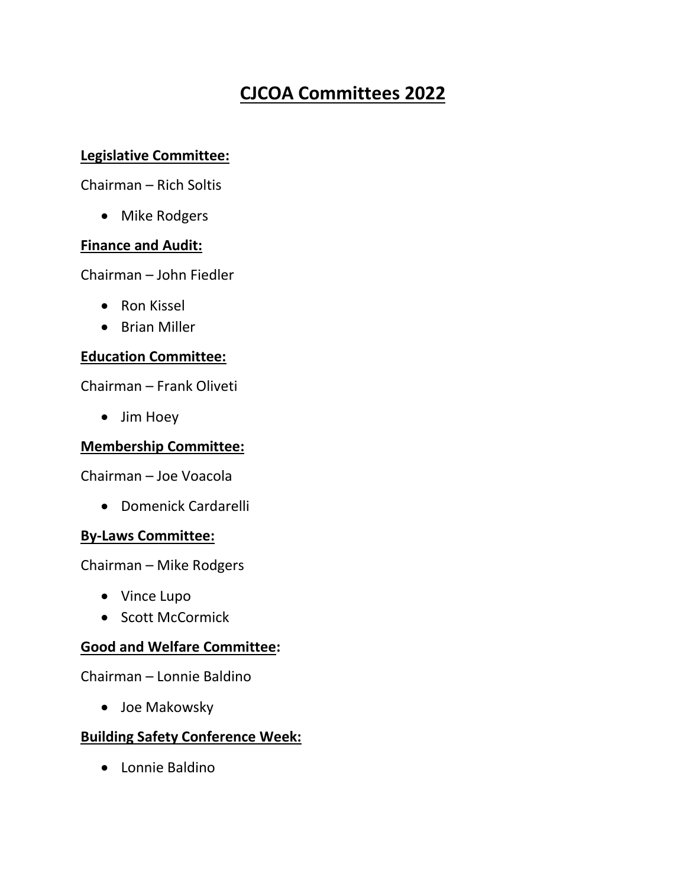# CJCOA Committees 2022

**Legislative Committee:**

Chairman – Rich Soltis

- Mike Rodgers

**Finance and Audit:**

Chairman – John Fiedler

- Ron Kissel
- Brian Miller

**Education Committee:**

Chairman – Frank Oliveti

- Jim Hoey

**Membership Committee:**

Chairman – Joe Voacola

- Domenick Cardarelli

**By-Laws Committee:**

Chairman – Mike Rodgers

- Vince Lupo
- Scott McCormick

**Good and Welfare Committee:**

Chairman – Lonnie Baldino

- Joe Makowsky

**Building Safety Conference Week:**

- Lonnie Baldino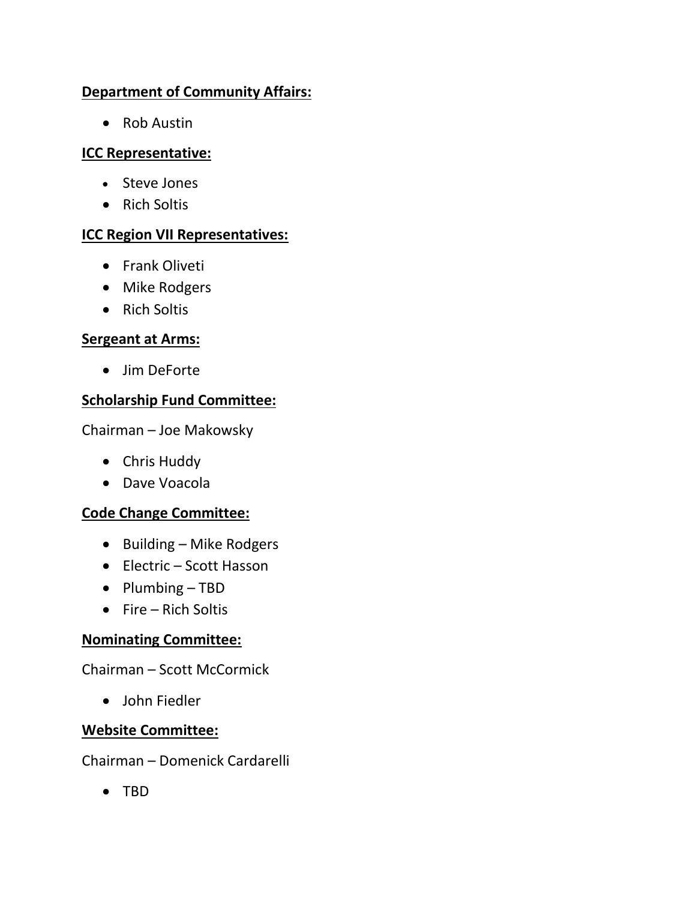**Department of Community Affairs:**

- Rob Austin

**ICC Representative:**

- Steve Jones
- Rich Soltis

**ICC Region VII Representatives:**

- Frank Oliveti
- Mike Rodgers
- Rich Soltis

**Sergeant at Arms:**

- Jim DeForte

**Scholarship Fund Committee:**

Chairman – Joe Makowsky

- Chris Huddy
- Dave Voacola

**Code Change Committee:**

- Building – Mike Rodgers
- Electric – Scott Hasson
- Plumbing – TBD
- Fire – Rich Soltis

**Nominating Committee:**

Chairman – Scott McCormick

- John Fiedler

**Website Committee:**

Chairman – Domenick Cardarelli

- TBD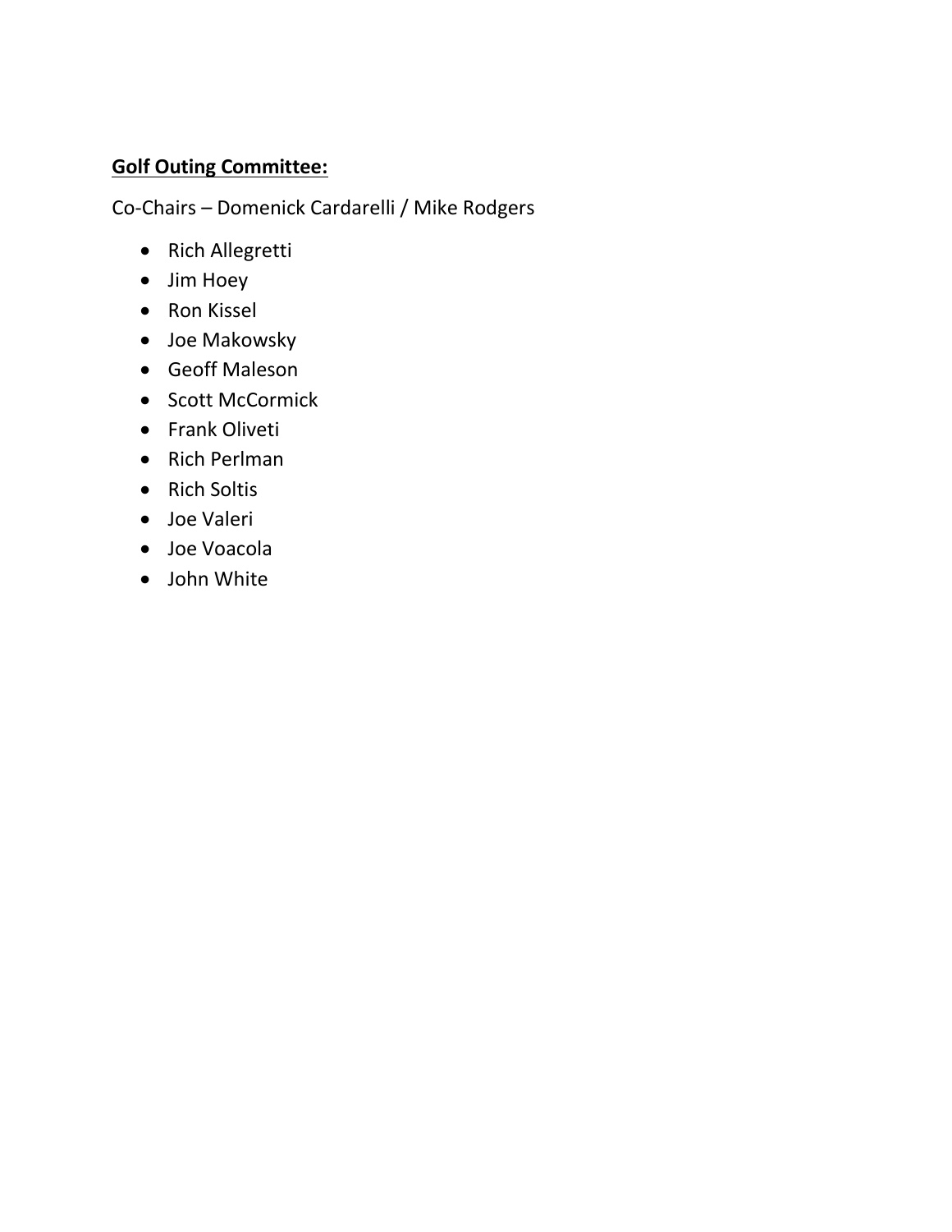**Golf Outing Committee:**

Co-Chairs – Domenick Cardarelli / Mike Rodgers

- Rich Allegretti
- Jim Hoey
- Ron Kissel
- Joe Makowsky
- Geoff Maleson
- Scott McCormick
- Frank Oliveti
- Rich Perlman
- Rich Soltis
- Joe Valeri
- Joe Voacola
- John White